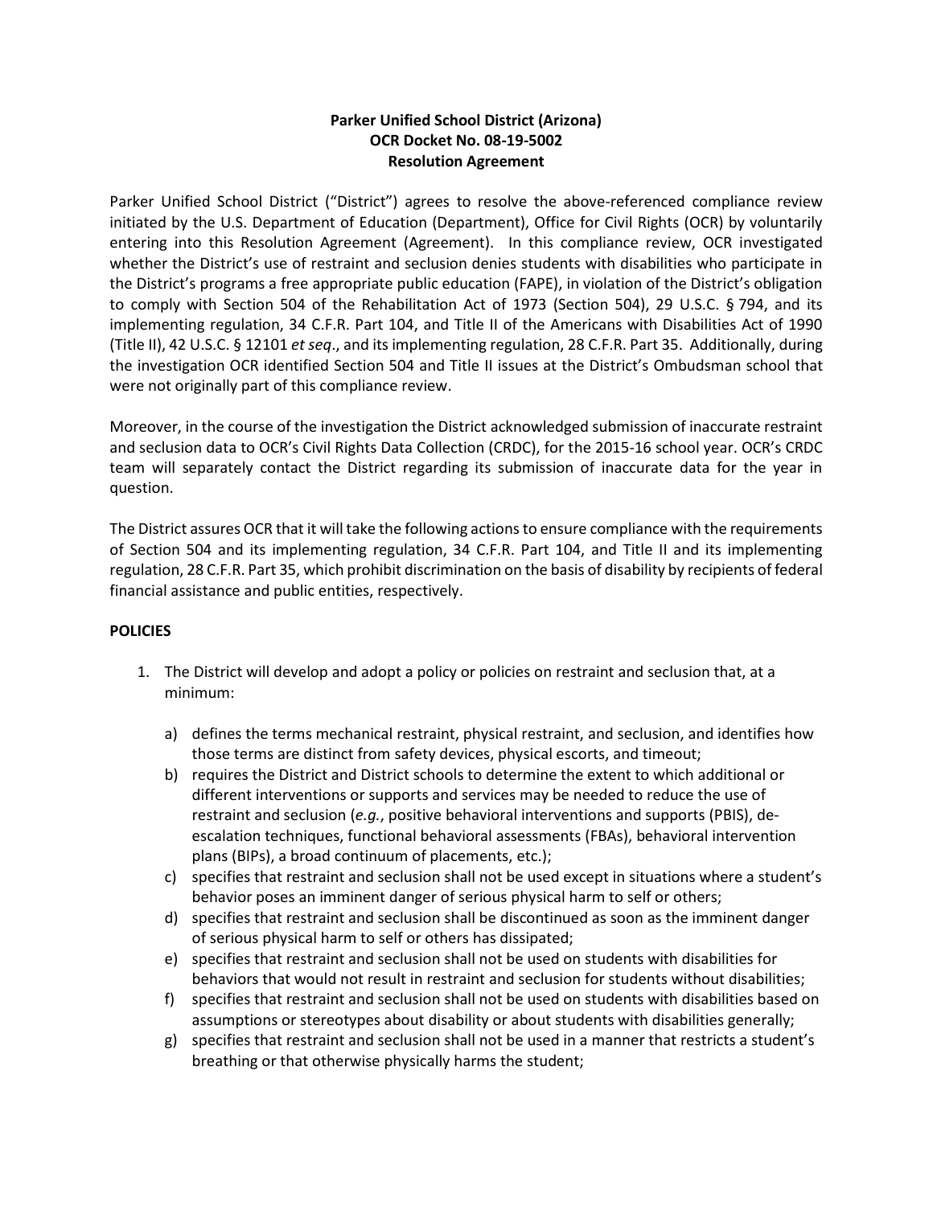**Parker Unified School District (Arizona)**
**OCR Docket No. 08-19-5002**
**Resolution Agreement**

Parker Unified School District ("District") agrees to resolve the above-referenced compliance review initiated by the U.S. Department of Education (Department), Office for Civil Rights (OCR) by voluntarily entering into this Resolution Agreement (Agreement). In this compliance review, OCR investigated whether the District's use of restraint and seclusion denies students with disabilities who participate in the District's programs a free appropriate public education (FAPE), in violation of the District's obligation to comply with Section 504 of the Rehabilitation Act of 1973 (Section 504), 29 U.S.C. § 794, and its implementing regulation, 34 C.F.R. Part 104, and Title II of the Americans with Disabilities Act of 1990 (Title II), 42 U.S.C. § 12101 *et seq*., and its implementing regulation, 28 C.F.R. Part 35. Additionally, during the investigation OCR identified Section 504 and Title II issues at the District's Ombudsman school that were not originally part of this compliance review.

Moreover, in the course of the investigation the District acknowledged submission of inaccurate restraint and seclusion data to OCR's Civil Rights Data Collection (CRDC), for the 2015-16 school year. OCR's CRDC team will separately contact the District regarding its submission of inaccurate data for the year in question.

The District assures OCR that it will take the following actions to ensure compliance with the requirements of Section 504 and its implementing regulation, 34 C.F.R. Part 104, and Title II and its implementing regulation, 28 C.F.R. Part 35, which prohibit discrimination on the basis of disability by recipients of federal financial assistance and public entities, respectively.

**POLICIES**

1. The District will develop and adopt a policy or policies on restraint and seclusion that, at a minimum:

   a) defines the terms mechanical restraint, physical restraint, and seclusion, and identifies how those terms are distinct from safety devices, physical escorts, and timeout;
   b) requires the District and District schools to determine the extent to which additional or different interventions or supports and services may be needed to reduce the use of restraint and seclusion (*e.g.*, positive behavioral interventions and supports (PBIS), de-escalation techniques, functional behavioral assessments (FBAs), behavioral intervention plans (BIPs), a broad continuum of placements, etc.);
   c) specifies that restraint and seclusion shall not be used except in situations where a student's behavior poses an imminent danger of serious physical harm to self or others;
   d) specifies that restraint and seclusion shall be discontinued as soon as the imminent danger of serious physical harm to self or others has dissipated;
   e) specifies that restraint and seclusion shall not be used on students with disabilities for behaviors that would not result in restraint and seclusion for students without disabilities;
   f) specifies that restraint and seclusion shall not be used on students with disabilities based on assumptions or stereotypes about disability or about students with disabilities generally;
   g) specifies that restraint and seclusion shall not be used in a manner that restricts a student's breathing or that otherwise physically harms the student;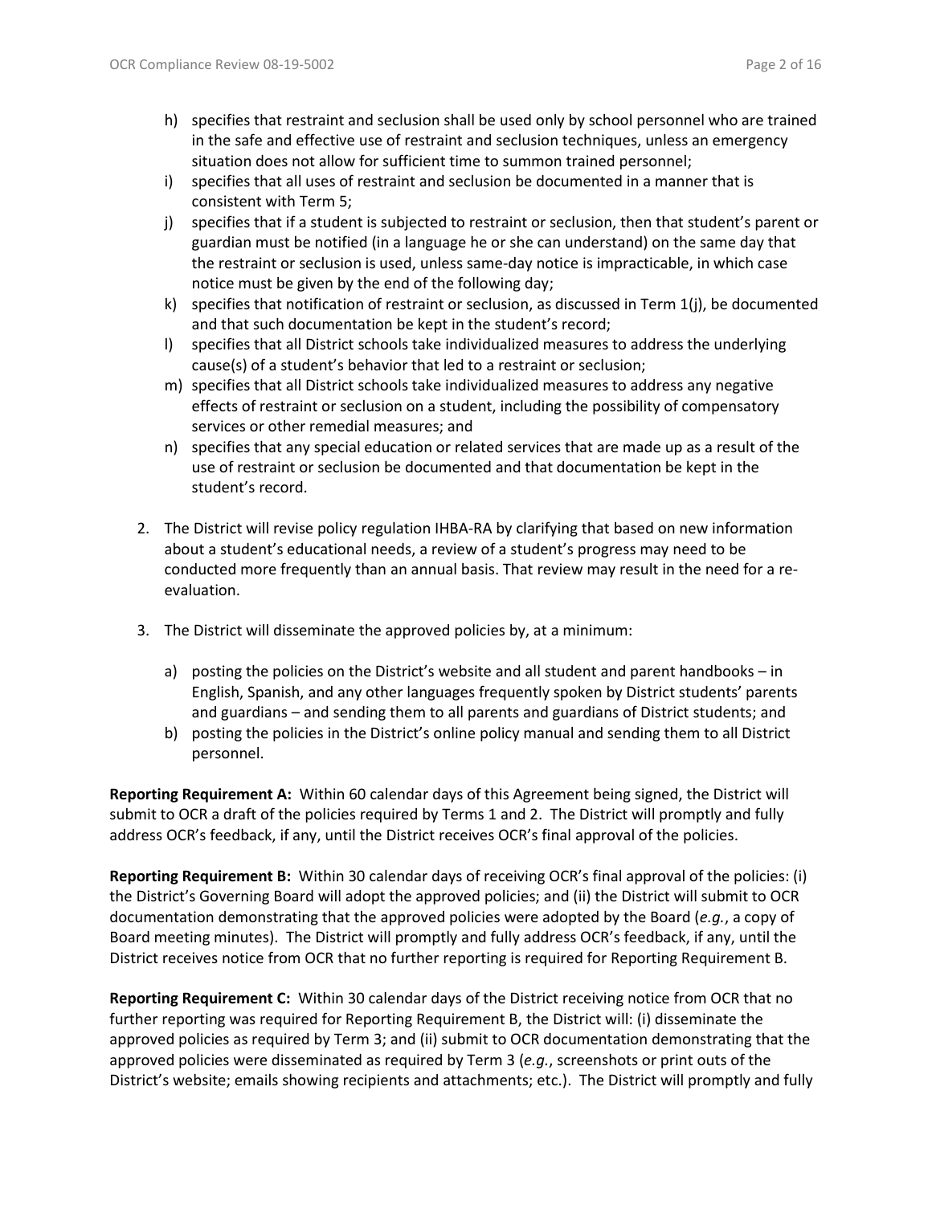h) specifies that restraint and seclusion shall be used only by school personnel who are trained in the safe and effective use of restraint and seclusion techniques, unless an emergency situation does not allow for sufficient time to summon trained personnel;

i) specifies that all uses of restraint and seclusion be documented in a manner that is consistent with Term 5;

j) specifies that if a student is subjected to restraint or seclusion, then that student's parent or guardian must be notified (in a language he or she can understand) on the same day that the restraint or seclusion is used, unless same-day notice is impracticable, in which case notice must be given by the end of the following day;

k) specifies that notification of restraint or seclusion, as discussed in Term 1(j), be documented and that such documentation be kept in the student's record;

l) specifies that all District schools take individualized measures to address the underlying cause(s) of a student's behavior that led to a restraint or seclusion;

m) specifies that all District schools take individualized measures to address any negative effects of restraint or seclusion on a student, including the possibility of compensatory services or other remedial measures; and

n) specifies that any special education or related services that are made up as a result of the use of restraint or seclusion be documented and that documentation be kept in the student's record.

2. The District will revise policy regulation IHBA-RA by clarifying that based on new information about a student's educational needs, a review of a student's progress may need to be conducted more frequently than an annual basis. That review may result in the need for a re-evaluation.

3. The District will disseminate the approved policies by, at a minimum:

   a) posting the policies on the District's website and all student and parent handbooks – in English, Spanish, and any other languages frequently spoken by District students' parents and guardians – and sending them to all parents and guardians of District students; and

   b) posting the policies in the District's online policy manual and sending them to all District personnel.

**Reporting Requirement A:** Within 60 calendar days of this Agreement being signed, the District will submit to OCR a draft of the policies required by Terms 1 and 2. The District will promptly and fully address OCR's feedback, if any, until the District receives OCR's final approval of the policies.

**Reporting Requirement B:** Within 30 calendar days of receiving OCR's final approval of the policies: (i) the District's Governing Board will adopt the approved policies; and (ii) the District will submit to OCR documentation demonstrating that the approved policies were adopted by the Board (*e.g.*, a copy of Board meeting minutes). The District will promptly and fully address OCR's feedback, if any, until the District receives notice from OCR that no further reporting is required for Reporting Requirement B.

**Reporting Requirement C:** Within 30 calendar days of the District receiving notice from OCR that no further reporting was required for Reporting Requirement B, the District will: (i) disseminate the approved policies as required by Term 3; and (ii) submit to OCR documentation demonstrating that the approved policies were disseminated as required by Term 3 (*e.g.*, screenshots or print outs of the District's website; emails showing recipients and attachments; etc.). The District will promptly and fully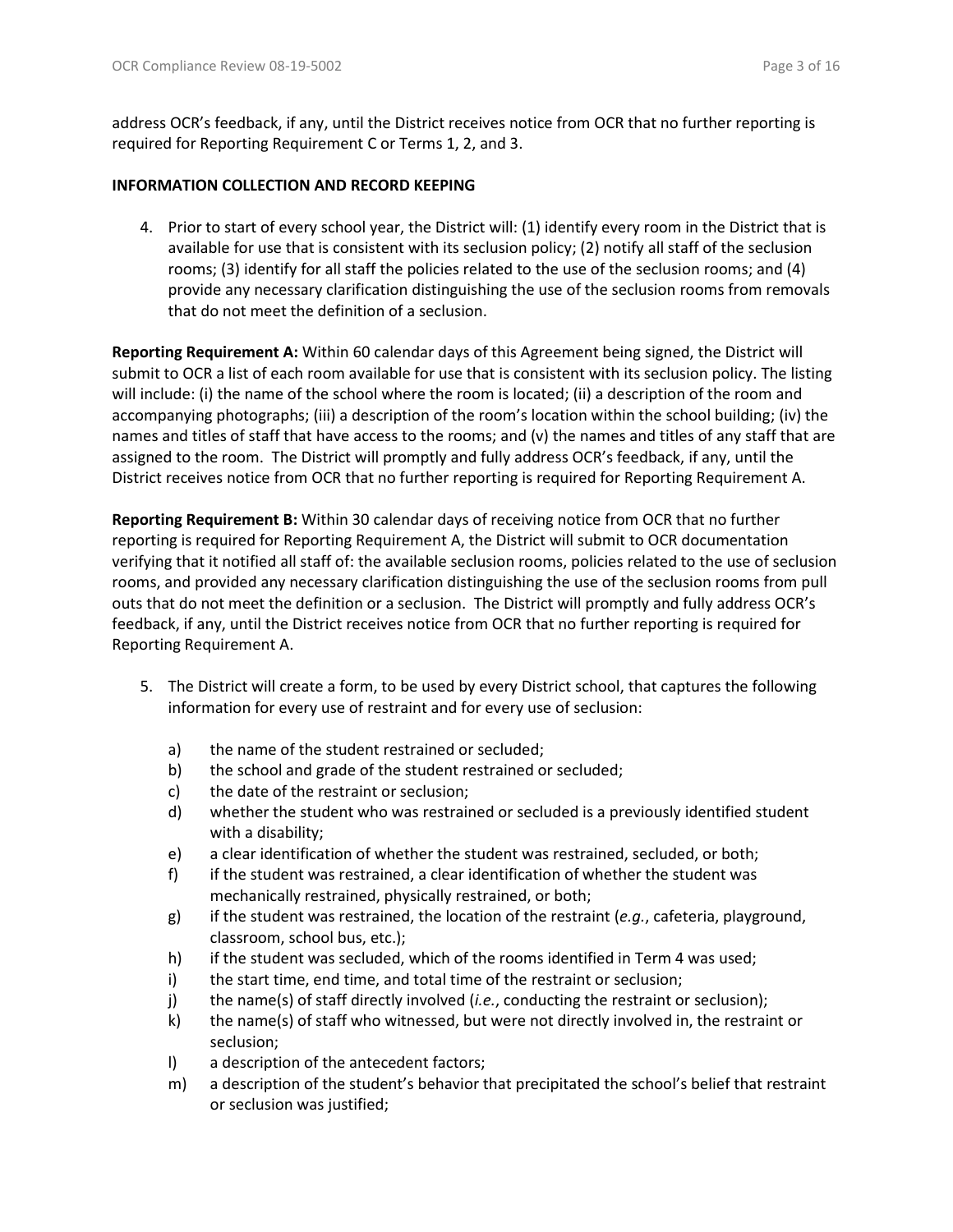address OCR's feedback, if any, until the District receives notice from OCR that no further reporting is required for Reporting Requirement C or Terms 1, 2, and 3.

**INFORMATION COLLECTION AND RECORD KEEPING**

4. Prior to start of every school year, the District will: (1) identify every room in the District that is available for use that is consistent with its seclusion policy; (2) notify all staff of the seclusion rooms; (3) identify for all staff the policies related to the use of the seclusion rooms; and (4) provide any necessary clarification distinguishing the use of the seclusion rooms from removals that do not meet the definition of a seclusion.

**Reporting Requirement A:** Within 60 calendar days of this Agreement being signed, the District will submit to OCR a list of each room available for use that is consistent with its seclusion policy. The listing will include: (i) the name of the school where the room is located; (ii) a description of the room and accompanying photographs; (iii) a description of the room's location within the school building; (iv) the names and titles of staff that have access to the rooms; and (v) the names and titles of any staff that are assigned to the room. The District will promptly and fully address OCR's feedback, if any, until the District receives notice from OCR that no further reporting is required for Reporting Requirement A.

**Reporting Requirement B:** Within 30 calendar days of receiving notice from OCR that no further reporting is required for Reporting Requirement A, the District will submit to OCR documentation verifying that it notified all staff of: the available seclusion rooms, policies related to the use of seclusion rooms, and provided any necessary clarification distinguishing the use of the seclusion rooms from pull outs that do not meet the definition or a seclusion. The District will promptly and fully address OCR's feedback, if any, until the District receives notice from OCR that no further reporting is required for Reporting Requirement A.

5. The District will create a form, to be used by every District school, that captures the following information for every use of restraint and for every use of seclusion:

   a) the name of the student restrained or secluded;
   b) the school and grade of the student restrained or secluded;
   c) the date of the restraint or seclusion;
   d) whether the student who was restrained or secluded is a previously identified student with a disability;
   e) a clear identification of whether the student was restrained, secluded, or both;
   f) if the student was restrained, a clear identification of whether the student was mechanically restrained, physically restrained, or both;
   g) if the student was restrained, the location of the restraint (*e.g.*, cafeteria, playground, classroom, school bus, etc.);
   h) if the student was secluded, which of the rooms identified in Term 4 was used;
   i) the start time, end time, and total time of the restraint or seclusion;
   j) the name(s) of staff directly involved (*i.e.*, conducting the restraint or seclusion);
   k) the name(s) of staff who witnessed, but were not directly involved in, the restraint or seclusion;
   l) a description of the antecedent factors;
   m) a description of the student's behavior that precipitated the school's belief that restraint or seclusion was justified;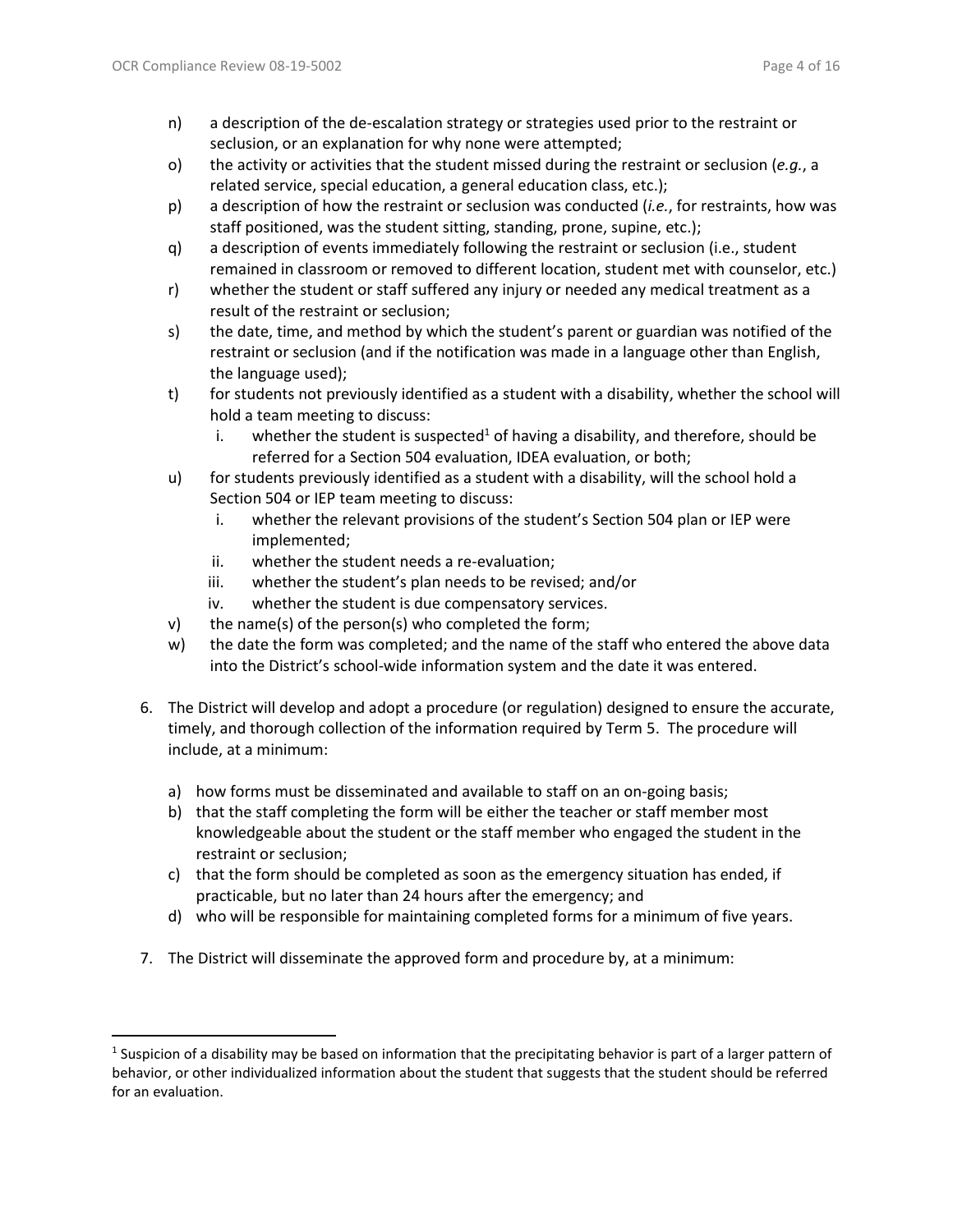n) a description of the de-escalation strategy or strategies used prior to the restraint or seclusion, or an explanation for why none were attempted;

o) the activity or activities that the student missed during the restraint or seclusion (*e.g.*, a related service, special education, a general education class, etc.);

p) a description of how the restraint or seclusion was conducted (*i.e.*, for restraints, how was staff positioned, was the student sitting, standing, prone, supine, etc.);

q) a description of events immediately following the restraint or seclusion (i.e., student remained in classroom or removed to different location, student met with counselor, etc.)

r) whether the student or staff suffered any injury or needed any medical treatment as a result of the restraint or seclusion;

s) the date, time, and method by which the student's parent or guardian was notified of the restraint or seclusion (and if the notification was made in a language other than English, the language used);

t) for students not previously identified as a student with a disability, whether the school will hold a team meeting to discuss:
   i. whether the student is suspected[1] of having a disability, and therefore, should be referred for a Section 504 evaluation, IDEA evaluation, or both;

u) for students previously identified as a student with a disability, will the school hold a Section 504 or IEP team meeting to discuss:
   i. whether the relevant provisions of the student's Section 504 plan or IEP were implemented;
   ii. whether the student needs a re-evaluation;
   iii. whether the student's plan needs to be revised; and/or
   iv. whether the student is due compensatory services.

v) the name(s) of the person(s) who completed the form;

w) the date the form was completed; and the name of the staff who entered the above data into the District's school-wide information system and the date it was entered.

6. The District will develop and adopt a procedure (or regulation) designed to ensure the accurate, timely, and thorough collection of the information required by Term 5. The procedure will include, at a minimum:

   a) how forms must be disseminated and available to staff on an on-going basis;
   b) that the staff completing the form will be either the teacher or staff member most knowledgeable about the student or the staff member who engaged the student in the restraint or seclusion;
   c) that the form should be completed as soon as the emergency situation has ended, if practicable, but no later than 24 hours after the emergency; and
   d) who will be responsible for maintaining completed forms for a minimum of five years.

7. The District will disseminate the approved form and procedure by, at a minimum:

---

[1] Suspicion of a disability may be based on information that the precipitating behavior is part of a larger pattern of behavior, or other individualized information about the student that suggests that the student should be referred for an evaluation.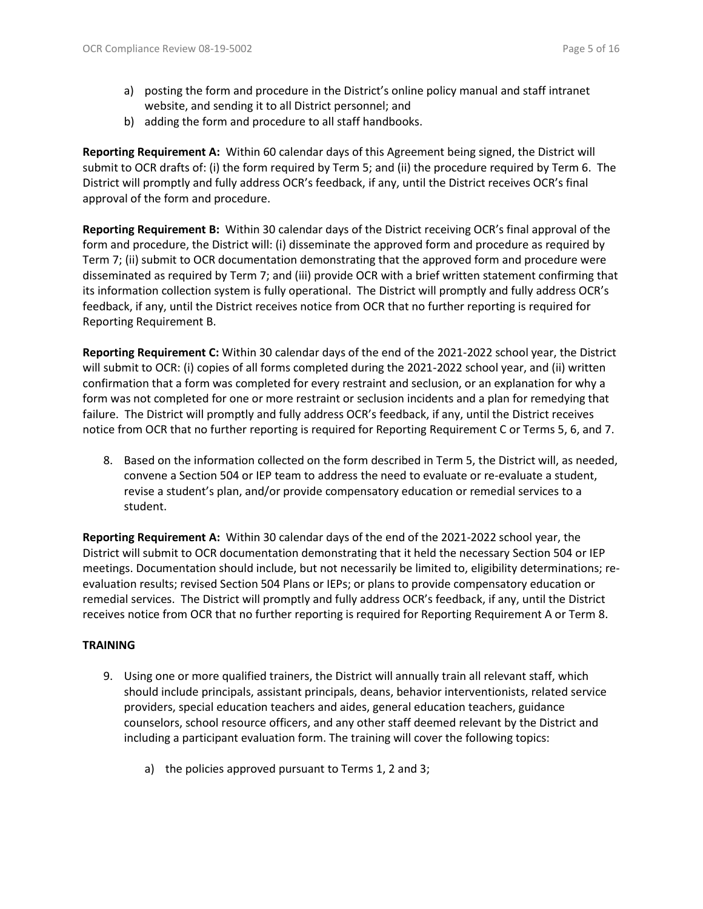a) posting the form and procedure in the District's online policy manual and staff intranet website, and sending it to all District personnel; and
b) adding the form and procedure to all staff handbooks.

**Reporting Requirement A:** Within 60 calendar days of this Agreement being signed, the District will submit to OCR drafts of: (i) the form required by Term 5; and (ii) the procedure required by Term 6. The District will promptly and fully address OCR's feedback, if any, until the District receives OCR's final approval of the form and procedure.

**Reporting Requirement B:** Within 30 calendar days of the District receiving OCR's final approval of the form and procedure, the District will: (i) disseminate the approved form and procedure as required by Term 7; (ii) submit to OCR documentation demonstrating that the approved form and procedure were disseminated as required by Term 7; and (iii) provide OCR with a brief written statement confirming that its information collection system is fully operational. The District will promptly and fully address OCR's feedback, if any, until the District receives notice from OCR that no further reporting is required for Reporting Requirement B.

**Reporting Requirement C:** Within 30 calendar days of the end of the 2021-2022 school year, the District will submit to OCR: (i) copies of all forms completed during the 2021-2022 school year, and (ii) written confirmation that a form was completed for every restraint and seclusion, or an explanation for why a form was not completed for one or more restraint or seclusion incidents and a plan for remedying that failure. The District will promptly and fully address OCR's feedback, if any, until the District receives notice from OCR that no further reporting is required for Reporting Requirement C or Terms 5, 6, and 7.

8. Based on the information collected on the form described in Term 5, the District will, as needed, convene a Section 504 or IEP team to address the need to evaluate or re-evaluate a student, revise a student's plan, and/or provide compensatory education or remedial services to a student.

**Reporting Requirement A:** Within 30 calendar days of the end of the 2021-2022 school year, the District will submit to OCR documentation demonstrating that it held the necessary Section 504 or IEP meetings. Documentation should include, but not necessarily be limited to, eligibility determinations; re-evaluation results; revised Section 504 Plans or IEPs; or plans to provide compensatory education or remedial services. The District will promptly and fully address OCR's feedback, if any, until the District receives notice from OCR that no further reporting is required for Reporting Requirement A or Term 8.

**TRAINING**

9. Using one or more qualified trainers, the District will annually train all relevant staff, which should include principals, assistant principals, deans, behavior interventionists, related service providers, special education teachers and aides, general education teachers, guidance counselors, school resource officers, and any other staff deemed relevant by the District and including a participant evaluation form. The training will cover the following topics:

    a) the policies approved pursuant to Terms 1, 2 and 3;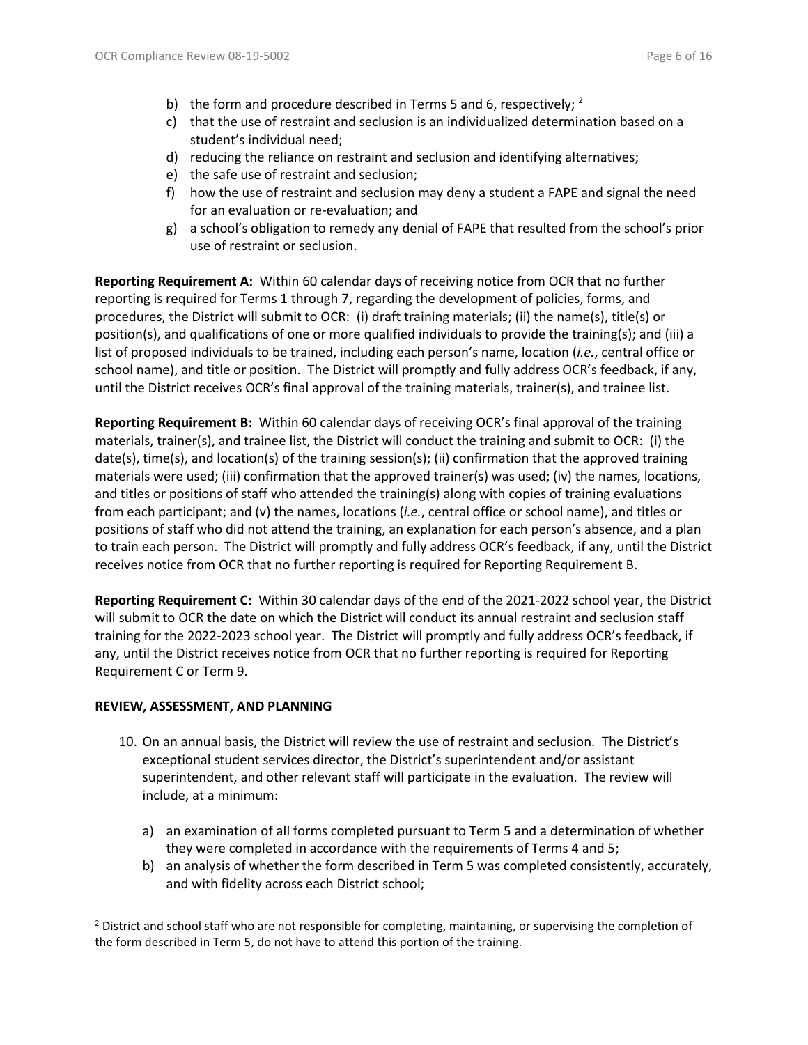b) the form and procedure described in Terms 5 and 6, respectively; [2]
c) that the use of restraint and seclusion is an individualized determination based on a student's individual need;
d) reducing the reliance on restraint and seclusion and identifying alternatives;
e) the safe use of restraint and seclusion;
f) how the use of restraint and seclusion may deny a student a FAPE and signal the need for an evaluation or re-evaluation; and
g) a school's obligation to remedy any denial of FAPE that resulted from the school's prior use of restraint or seclusion.

**Reporting Requirement A:** Within 60 calendar days of receiving notice from OCR that no further reporting is required for Terms 1 through 7, regarding the development of policies, forms, and procedures, the District will submit to OCR: (i) draft training materials; (ii) the name(s), title(s) or position(s), and qualifications of one or more qualified individuals to provide the training(s); and (iii) a list of proposed individuals to be trained, including each person's name, location (*i.e.*, central office or school name), and title or position. The District will promptly and fully address OCR's feedback, if any, until the District receives OCR's final approval of the training materials, trainer(s), and trainee list.

**Reporting Requirement B:** Within 60 calendar days of receiving OCR's final approval of the training materials, trainer(s), and trainee list, the District will conduct the training and submit to OCR: (i) the date(s), time(s), and location(s) of the training session(s); (ii) confirmation that the approved training materials were used; (iii) confirmation that the approved trainer(s) was used; (iv) the names, locations, and titles or positions of staff who attended the training(s) along with copies of training evaluations from each participant; and (v) the names, locations (*i.e.*, central office or school name), and titles or positions of staff who did not attend the training, an explanation for each person's absence, and a plan to train each person. The District will promptly and fully address OCR's feedback, if any, until the District receives notice from OCR that no further reporting is required for Reporting Requirement B.

**Reporting Requirement C:** Within 30 calendar days of the end of the 2021-2022 school year, the District will submit to OCR the date on which the District will conduct its annual restraint and seclusion staff training for the 2022-2023 school year. The District will promptly and fully address OCR's feedback, if any, until the District receives notice from OCR that no further reporting is required for Reporting Requirement C or Term 9.

**REVIEW, ASSESSMENT, AND PLANNING**

10. On an annual basis, the District will review the use of restraint and seclusion. The District's exceptional student services director, the District's superintendent and/or assistant superintendent, and other relevant staff will participate in the evaluation. The review will include, at a minimum:

    a) an examination of all forms completed pursuant to Term 5 and a determination of whether they were completed in accordance with the requirements of Terms 4 and 5;
    b) an analysis of whether the form described in Term 5 was completed consistently, accurately, and with fidelity across each District school;

[2] District and school staff who are not responsible for completing, maintaining, or supervising the completion of the form described in Term 5, do not have to attend this portion of the training.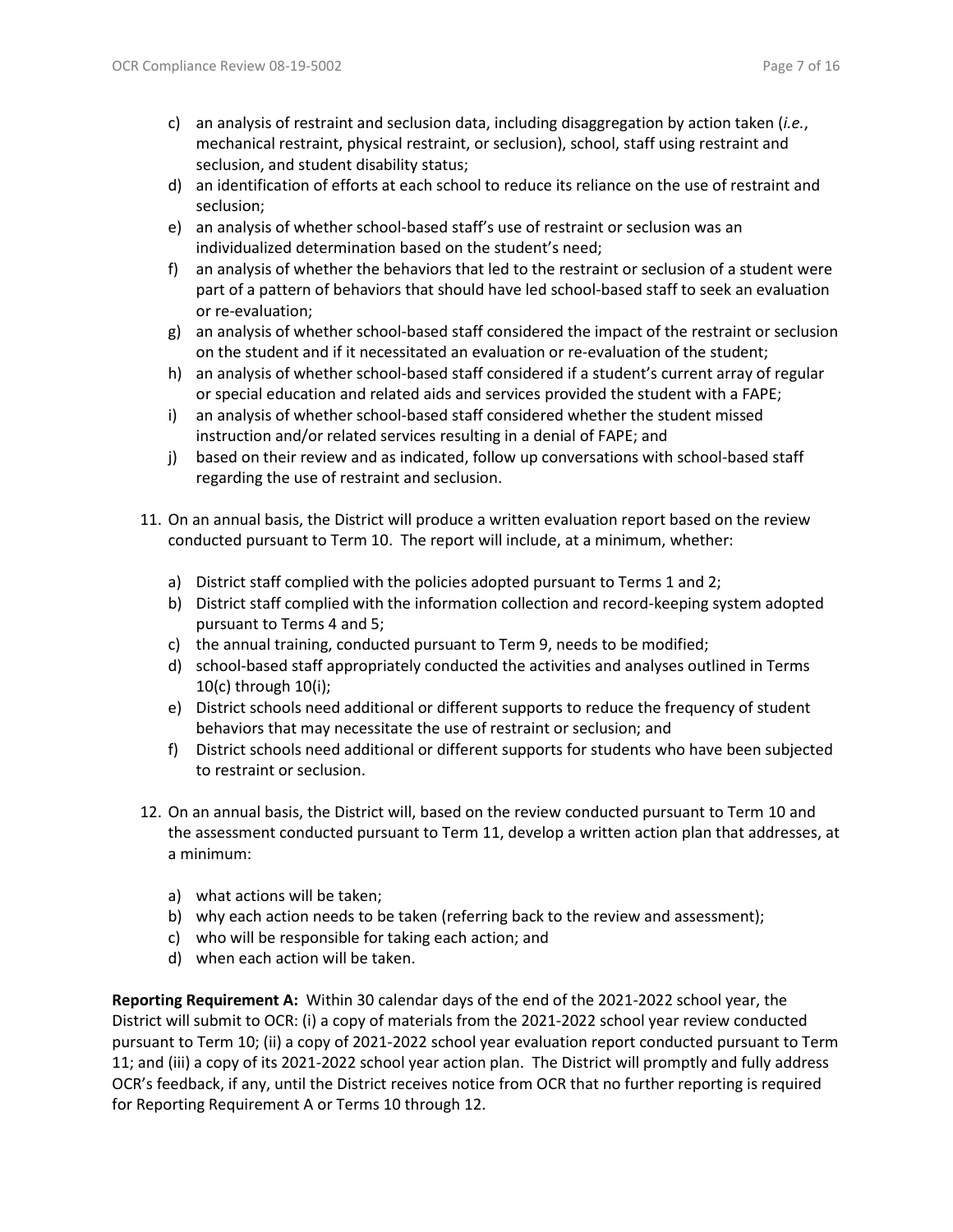c) an analysis of restraint and seclusion data, including disaggregation by action taken (*i.e.*, mechanical restraint, physical restraint, or seclusion), school, staff using restraint and seclusion, and student disability status;
d) an identification of efforts at each school to reduce its reliance on the use of restraint and seclusion;
e) an analysis of whether school-based staff's use of restraint or seclusion was an individualized determination based on the student's need;
f) an analysis of whether the behaviors that led to the restraint or seclusion of a student were part of a pattern of behaviors that should have led school-based staff to seek an evaluation or re-evaluation;
g) an analysis of whether school-based staff considered the impact of the restraint or seclusion on the student and if it necessitated an evaluation or re-evaluation of the student;
h) an analysis of whether school-based staff considered if a student's current array of regular or special education and related aids and services provided the student with a FAPE;
i) an analysis of whether school-based staff considered whether the student missed instruction and/or related services resulting in a denial of FAPE; and
j) based on their review and as indicated, follow up conversations with school-based staff regarding the use of restraint and seclusion.

11. On an annual basis, the District will produce a written evaluation report based on the review conducted pursuant to Term 10. The report will include, at a minimum, whether:

    a) District staff complied with the policies adopted pursuant to Terms 1 and 2;
    b) District staff complied with the information collection and record-keeping system adopted pursuant to Terms 4 and 5;
    c) the annual training, conducted pursuant to Term 9, needs to be modified;
    d) school-based staff appropriately conducted the activities and analyses outlined in Terms 10(c) through 10(i);
    e) District schools need additional or different supports to reduce the frequency of student behaviors that may necessitate the use of restraint or seclusion; and
    f) District schools need additional or different supports for students who have been subjected to restraint or seclusion.

12. On an annual basis, the District will, based on the review conducted pursuant to Term 10 and the assessment conducted pursuant to Term 11, develop a written action plan that addresses, at a minimum:

    a) what actions will be taken;
    b) why each action needs to be taken (referring back to the review and assessment);
    c) who will be responsible for taking each action; and
    d) when each action will be taken.

**Reporting Requirement A:** Within 30 calendar days of the end of the 2021-2022 school year, the District will submit to OCR: (i) a copy of materials from the 2021-2022 school year review conducted pursuant to Term 10; (ii) a copy of 2021-2022 school year evaluation report conducted pursuant to Term 11; and (iii) a copy of its 2021-2022 school year action plan. The District will promptly and fully address OCR's feedback, if any, until the District receives notice from OCR that no further reporting is required for Reporting Requirement A or Terms 10 through 12.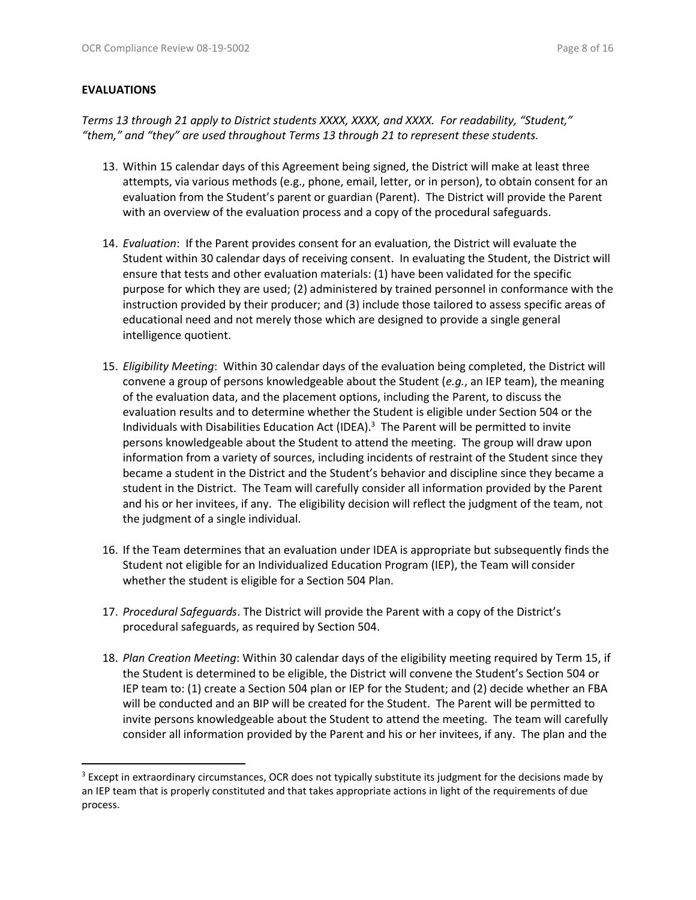**EVALUATIONS**

*Terms 13 through 21 apply to District students XXXX, XXXX, and XXXX. For readability, "Student," "them," and "they" are used throughout Terms 13 through 21 to represent these students.*

13. Within 15 calendar days of this Agreement being signed, the District will make at least three attempts, via various methods (e.g., phone, email, letter, or in person), to obtain consent for an evaluation from the Student's parent or guardian (Parent). The District will provide the Parent with an overview of the evaluation process and a copy of the procedural safeguards.

14. *Evaluation*: If the Parent provides consent for an evaluation, the District will evaluate the Student within 30 calendar days of receiving consent. In evaluating the Student, the District will ensure that tests and other evaluation materials: (1) have been validated for the specific purpose for which they are used; (2) administered by trained personnel in conformance with the instruction provided by their producer; and (3) include those tailored to assess specific areas of educational need and not merely those which are designed to provide a single general intelligence quotient.

15. *Eligibility Meeting*: Within 30 calendar days of the evaluation being completed, the District will convene a group of persons knowledgeable about the Student (*e.g.*, an IEP team), the meaning of the evaluation data, and the placement options, including the Parent, to discuss the evaluation results and to determine whether the Student is eligible under Section 504 or the Individuals with Disabilities Education Act (IDEA).[3] The Parent will be permitted to invite persons knowledgeable about the Student to attend the meeting. The group will draw upon information from a variety of sources, including incidents of restraint of the Student since they became a student in the District and the Student's behavior and discipline since they became a student in the District. The Team will carefully consider all information provided by the Parent and his or her invitees, if any. The eligibility decision will reflect the judgment of the team, not the judgment of a single individual.

16. If the Team determines that an evaluation under IDEA is appropriate but subsequently finds the Student not eligible for an Individualized Education Program (IEP), the Team will consider whether the student is eligible for a Section 504 Plan.

17. *Procedural Safeguards*. The District will provide the Parent with a copy of the District's procedural safeguards, as required by Section 504.

18. *Plan Creation Meeting*: Within 30 calendar days of the eligibility meeting required by Term 15, if the Student is determined to be eligible, the District will convene the Student's Section 504 or IEP team to: (1) create a Section 504 plan or IEP for the Student; and (2) decide whether an FBA will be conducted and an BIP will be created for the Student. The Parent will be permitted to invite persons knowledgeable about the Student to attend the meeting. The team will carefully consider all information provided by the Parent and his or her invitees, if any. The plan and the

[3] Except in extraordinary circumstances, OCR does not typically substitute its judgment for the decisions made by an IEP team that is properly constituted and that takes appropriate actions in light of the requirements of due process.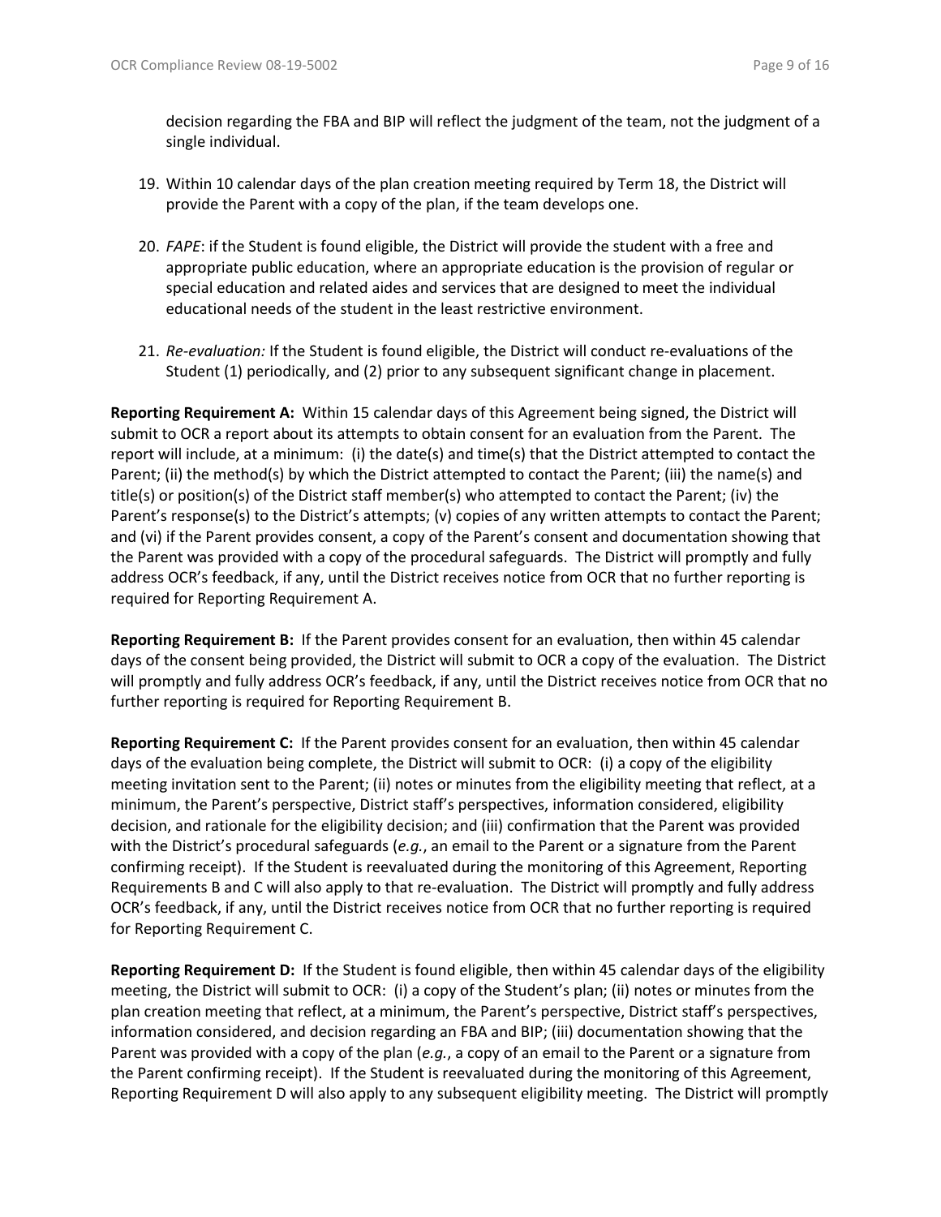decision regarding the FBA and BIP will reflect the judgment of the team, not the judgment of a single individual.

19. Within 10 calendar days of the plan creation meeting required by Term 18, the District will provide the Parent with a copy of the plan, if the team develops one.

20. *FAPE*: if the Student is found eligible, the District will provide the student with a free and appropriate public education, where an appropriate education is the provision of regular or special education and related aides and services that are designed to meet the individual educational needs of the student in the least restrictive environment.

21. *Re-evaluation:* If the Student is found eligible, the District will conduct re-evaluations of the Student (1) periodically, and (2) prior to any subsequent significant change in placement.

**Reporting Requirement A:** Within 15 calendar days of this Agreement being signed, the District will submit to OCR a report about its attempts to obtain consent for an evaluation from the Parent. The report will include, at a minimum: (i) the date(s) and time(s) that the District attempted to contact the Parent; (ii) the method(s) by which the District attempted to contact the Parent; (iii) the name(s) and title(s) or position(s) of the District staff member(s) who attempted to contact the Parent; (iv) the Parent's response(s) to the District's attempts; (v) copies of any written attempts to contact the Parent; and (vi) if the Parent provides consent, a copy of the Parent's consent and documentation showing that the Parent was provided with a copy of the procedural safeguards. The District will promptly and fully address OCR's feedback, if any, until the District receives notice from OCR that no further reporting is required for Reporting Requirement A.

**Reporting Requirement B:** If the Parent provides consent for an evaluation, then within 45 calendar days of the consent being provided, the District will submit to OCR a copy of the evaluation. The District will promptly and fully address OCR's feedback, if any, until the District receives notice from OCR that no further reporting is required for Reporting Requirement B.

**Reporting Requirement C:** If the Parent provides consent for an evaluation, then within 45 calendar days of the evaluation being complete, the District will submit to OCR: (i) a copy of the eligibility meeting invitation sent to the Parent; (ii) notes or minutes from the eligibility meeting that reflect, at a minimum, the Parent's perspective, District staff's perspectives, information considered, eligibility decision, and rationale for the eligibility decision; and (iii) confirmation that the Parent was provided with the District's procedural safeguards (*e.g.*, an email to the Parent or a signature from the Parent confirming receipt). If the Student is reevaluated during the monitoring of this Agreement, Reporting Requirements B and C will also apply to that re-evaluation. The District will promptly and fully address OCR's feedback, if any, until the District receives notice from OCR that no further reporting is required for Reporting Requirement C.

**Reporting Requirement D:** If the Student is found eligible, then within 45 calendar days of the eligibility meeting, the District will submit to OCR: (i) a copy of the Student's plan; (ii) notes or minutes from the plan creation meeting that reflect, at a minimum, the Parent's perspective, District staff's perspectives, information considered, and decision regarding an FBA and BIP; (iii) documentation showing that the Parent was provided with a copy of the plan (*e.g.*, a copy of an email to the Parent or a signature from the Parent confirming receipt). If the Student is reevaluated during the monitoring of this Agreement, Reporting Requirement D will also apply to any subsequent eligibility meeting. The District will promptly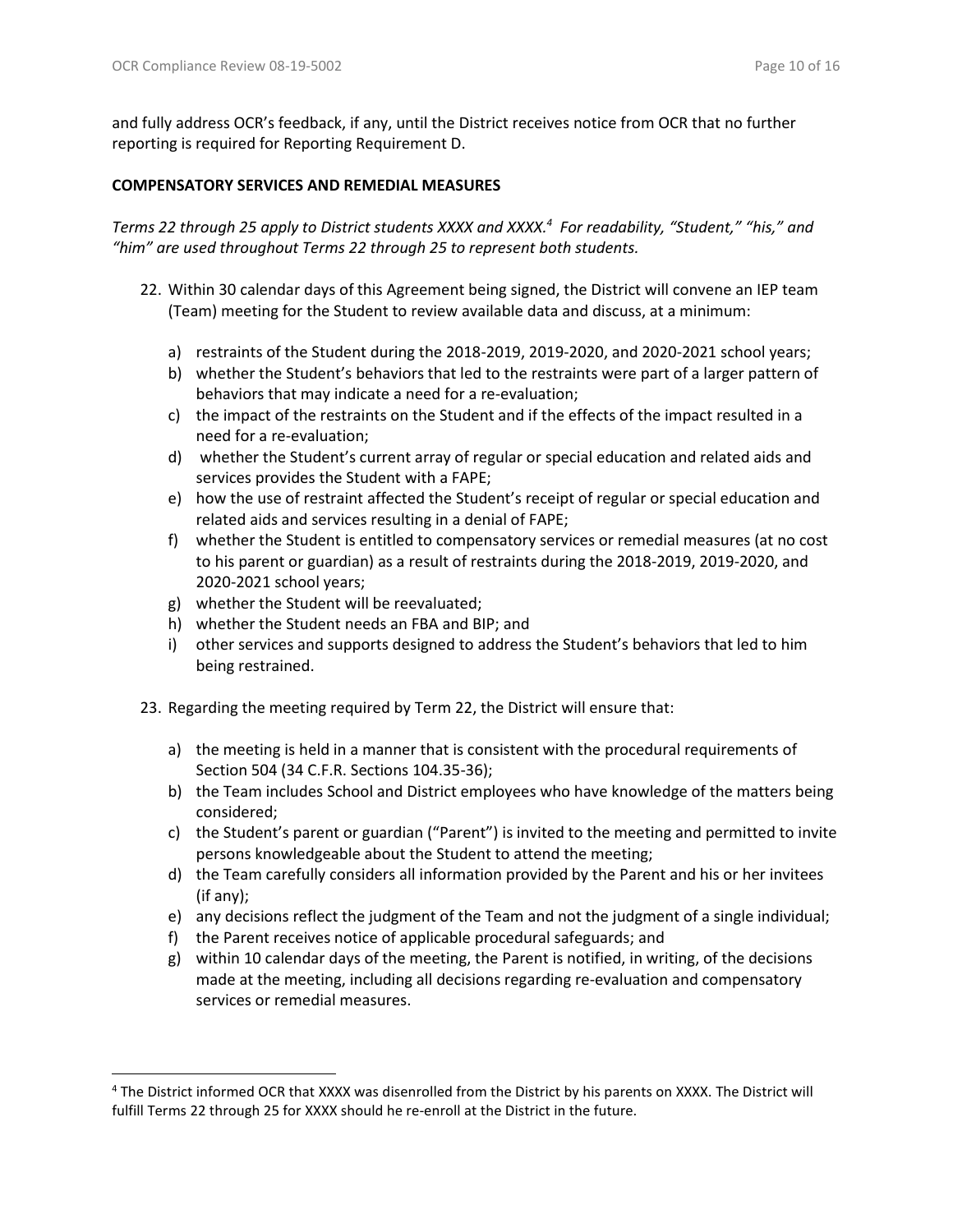and fully address OCR's feedback, if any, until the District receives notice from OCR that no further reporting is required for Reporting Requirement D.

**COMPENSATORY SERVICES AND REMEDIAL MEASURES**

*Terms 22 through 25 apply to District students XXXX and XXXX.[4] For readability, "Student," "his," and "him" are used throughout Terms 22 through 25 to represent both students.*

22. Within 30 calendar days of this Agreement being signed, the District will convene an IEP team (Team) meeting for the Student to review available data and discuss, at a minimum:

    a) restraints of the Student during the 2018-2019, 2019-2020, and 2020-2021 school years;
    b) whether the Student's behaviors that led to the restraints were part of a larger pattern of behaviors that may indicate a need for a re-evaluation;
    c) the impact of the restraints on the Student and if the effects of the impact resulted in a need for a re-evaluation;
    d) whether the Student's current array of regular or special education and related aids and services provides the Student with a FAPE;
    e) how the use of restraint affected the Student's receipt of regular or special education and related aids and services resulting in a denial of FAPE;
    f) whether the Student is entitled to compensatory services or remedial measures (at no cost to his parent or guardian) as a result of restraints during the 2018-2019, 2019-2020, and 2020-2021 school years;
    g) whether the Student will be reevaluated;
    h) whether the Student needs an FBA and BIP; and
    i) other services and supports designed to address the Student's behaviors that led to him being restrained.

23. Regarding the meeting required by Term 22, the District will ensure that:

    a) the meeting is held in a manner that is consistent with the procedural requirements of Section 504 (34 C.F.R. Sections 104.35-36);
    b) the Team includes School and District employees who have knowledge of the matters being considered;
    c) the Student's parent or guardian ("Parent") is invited to the meeting and permitted to invite persons knowledgeable about the Student to attend the meeting;
    d) the Team carefully considers all information provided by the Parent and his or her invitees (if any);
    e) any decisions reflect the judgment of the Team and not the judgment of a single individual;
    f) the Parent receives notice of applicable procedural safeguards; and
    g) within 10 calendar days of the meeting, the Parent is notified, in writing, of the decisions made at the meeting, including all decisions regarding re-evaluation and compensatory services or remedial measures.

[4] The District informed OCR that XXXX was disenrolled from the District by his parents on XXXX. The District will fulfill Terms 22 through 25 for XXXX should he re-enroll at the District in the future.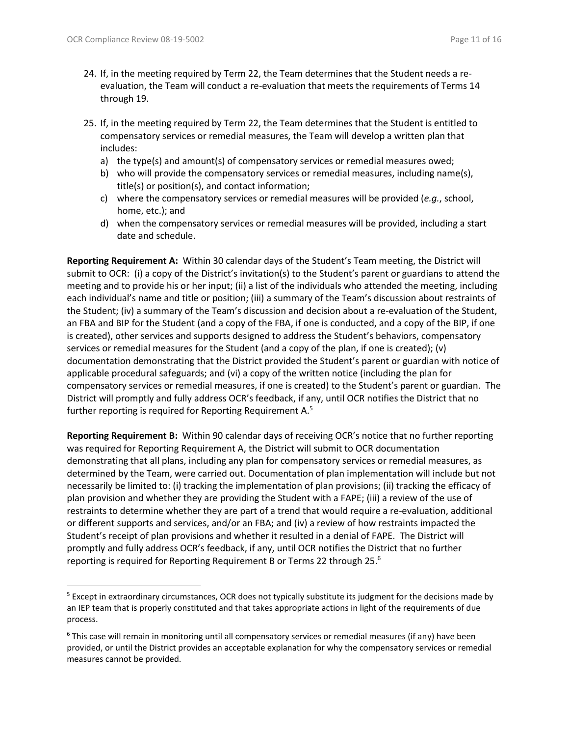24. If, in the meeting required by Term 22, the Team determines that the Student needs a re-evaluation, the Team will conduct a re-evaluation that meets the requirements of Terms 14 through 19.

25. If, in the meeting required by Term 22, the Team determines that the Student is entitled to compensatory services or remedial measures, the Team will develop a written plan that includes:
    a) the type(s) and amount(s) of compensatory services or remedial measures owed;
    b) who will provide the compensatory services or remedial measures, including name(s), title(s) or position(s), and contact information;
    c) where the compensatory services or remedial measures will be provided (*e.g.*, school, home, etc.); and
    d) when the compensatory services or remedial measures will be provided, including a start date and schedule.

**Reporting Requirement A:** Within 30 calendar days of the Student's Team meeting, the District will submit to OCR: (i) a copy of the District's invitation(s) to the Student's parent or guardians to attend the meeting and to provide his or her input; (ii) a list of the individuals who attended the meeting, including each individual's name and title or position; (iii) a summary of the Team's discussion about restraints of the Student; (iv) a summary of the Team's discussion and decision about a re-evaluation of the Student, an FBA and BIP for the Student (and a copy of the FBA, if one is conducted, and a copy of the BIP, if one is created), other services and supports designed to address the Student's behaviors, compensatory services or remedial measures for the Student (and a copy of the plan, if one is created); (v) documentation demonstrating that the District provided the Student's parent or guardian with notice of applicable procedural safeguards; and (vi) a copy of the written notice (including the plan for compensatory services or remedial measures, if one is created) to the Student's parent or guardian. The District will promptly and fully address OCR's feedback, if any, until OCR notifies the District that no further reporting is required for Reporting Requirement A.[5]

**Reporting Requirement B:** Within 90 calendar days of receiving OCR's notice that no further reporting was required for Reporting Requirement A, the District will submit to OCR documentation demonstrating that all plans, including any plan for compensatory services or remedial measures, as determined by the Team, were carried out. Documentation of plan implementation will include but not necessarily be limited to: (i) tracking the implementation of plan provisions; (ii) tracking the efficacy of plan provision and whether they are providing the Student with a FAPE; (iii) a review of the use of restraints to determine whether they are part of a trend that would require a re-evaluation, additional or different supports and services, and/or an FBA; and (iv) a review of how restraints impacted the Student's receipt of plan provisions and whether it resulted in a denial of FAPE. The District will promptly and fully address OCR's feedback, if any, until OCR notifies the District that no further reporting is required for Reporting Requirement B or Terms 22 through 25.[6]

---

[5] Except in extraordinary circumstances, OCR does not typically substitute its judgment for the decisions made by an IEP team that is properly constituted and that takes appropriate actions in light of the requirements of due process.

[6] This case will remain in monitoring until all compensatory services or remedial measures (if any) have been provided, or until the District provides an acceptable explanation for why the compensatory services or remedial measures cannot be provided.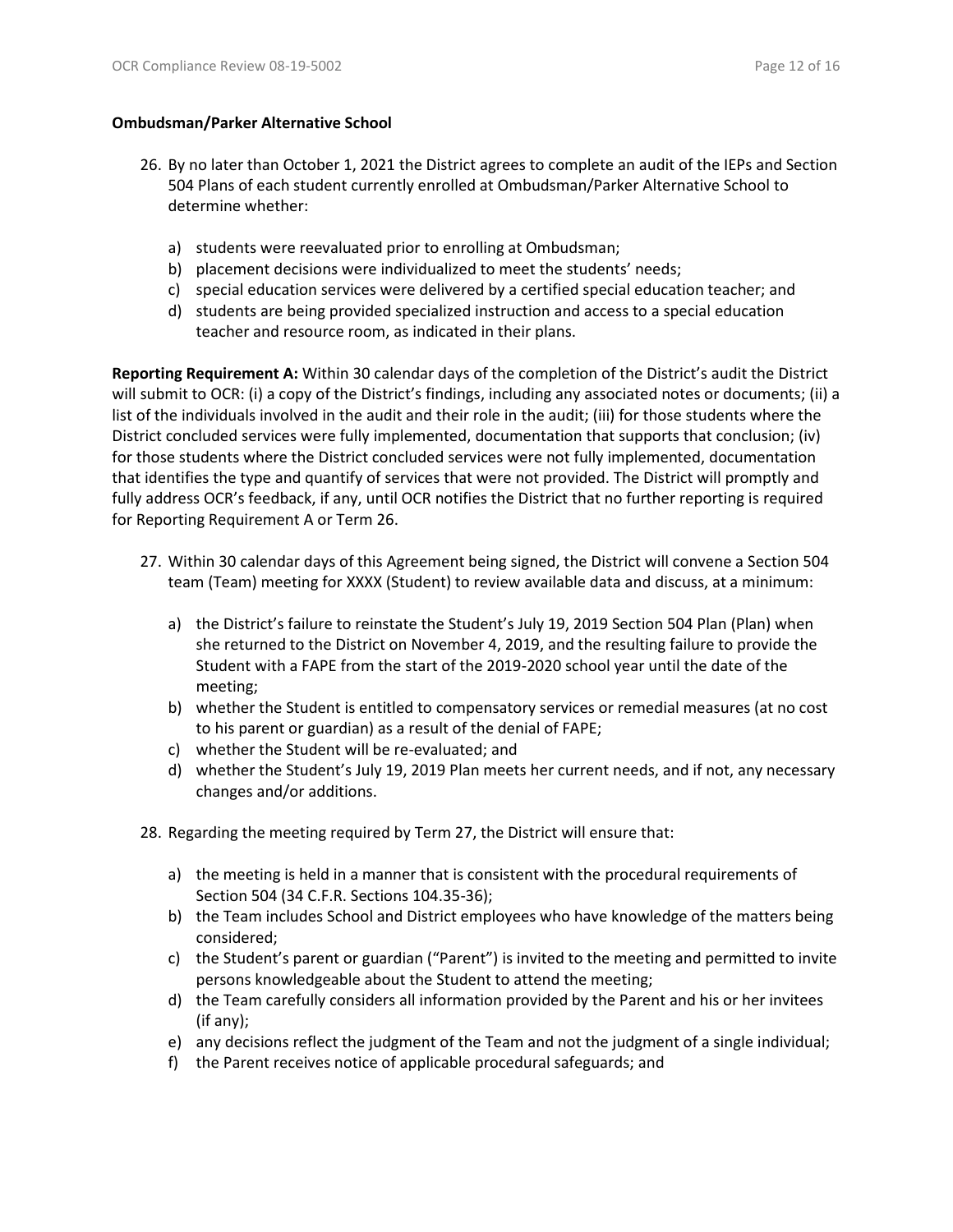**Ombudsman/Parker Alternative School**

26. By no later than October 1, 2021 the District agrees to complete an audit of the IEPs and Section 504 Plans of each student currently enrolled at Ombudsman/Parker Alternative School to determine whether:

    a) students were reevaluated prior to enrolling at Ombudsman;
    b) placement decisions were individualized to meet the students' needs;
    c) special education services were delivered by a certified special education teacher; and
    d) students are being provided specialized instruction and access to a special education teacher and resource room, as indicated in their plans.

**Reporting Requirement A:** Within 30 calendar days of the completion of the District's audit the District will submit to OCR: (i) a copy of the District's findings, including any associated notes or documents; (ii) a list of the individuals involved in the audit and their role in the audit; (iii) for those students where the District concluded services were fully implemented, documentation that supports that conclusion; (iv) for those students where the District concluded services were not fully implemented, documentation that identifies the type and quantify of services that were not provided. The District will promptly and fully address OCR's feedback, if any, until OCR notifies the District that no further reporting is required for Reporting Requirement A or Term 26.

27. Within 30 calendar days of this Agreement being signed, the District will convene a Section 504 team (Team) meeting for XXXX (Student) to review available data and discuss, at a minimum:

    a) the District's failure to reinstate the Student's July 19, 2019 Section 504 Plan (Plan) when she returned to the District on November 4, 2019, and the resulting failure to provide the Student with a FAPE from the start of the 2019-2020 school year until the date of the meeting;
    b) whether the Student is entitled to compensatory services or remedial measures (at no cost to his parent or guardian) as a result of the denial of FAPE;
    c) whether the Student will be re-evaluated; and
    d) whether the Student's July 19, 2019 Plan meets her current needs, and if not, any necessary changes and/or additions.

28. Regarding the meeting required by Term 27, the District will ensure that:

    a) the meeting is held in a manner that is consistent with the procedural requirements of Section 504 (34 C.F.R. Sections 104.35-36);
    b) the Team includes School and District employees who have knowledge of the matters being considered;
    c) the Student's parent or guardian ("Parent") is invited to the meeting and permitted to invite persons knowledgeable about the Student to attend the meeting;
    d) the Team carefully considers all information provided by the Parent and his or her invitees (if any);
    e) any decisions reflect the judgment of the Team and not the judgment of a single individual;
    f) the Parent receives notice of applicable procedural safeguards; and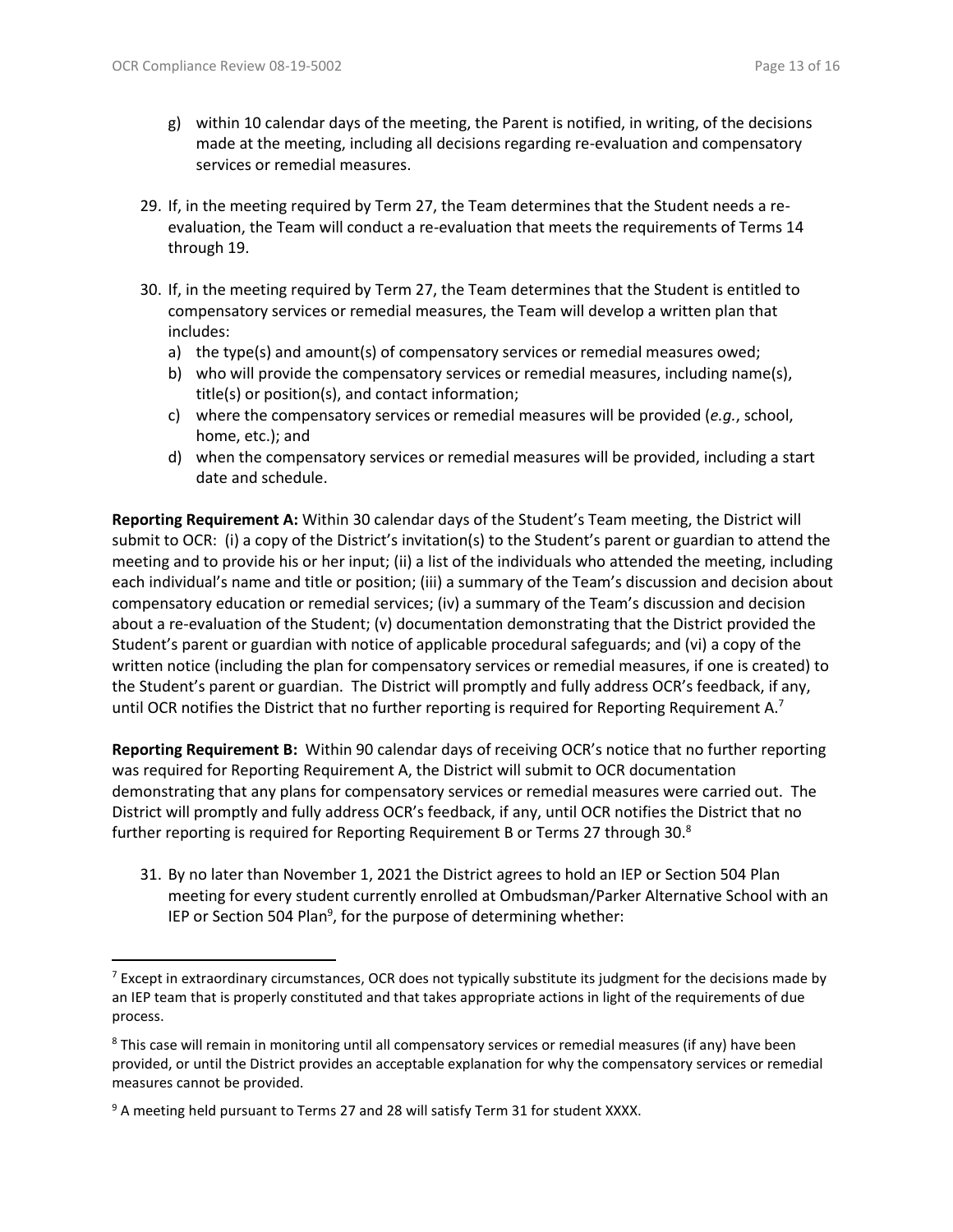g) within 10 calendar days of the meeting, the Parent is notified, in writing, of the decisions made at the meeting, including all decisions regarding re-evaluation and compensatory services or remedial measures.

29. If, in the meeting required by Term 27, the Team determines that the Student needs a re-evaluation, the Team will conduct a re-evaluation that meets the requirements of Terms 14 through 19.

30. If, in the meeting required by Term 27, the Team determines that the Student is entitled to compensatory services or remedial measures, the Team will develop a written plan that includes:
    a) the type(s) and amount(s) of compensatory services or remedial measures owed;
    b) who will provide the compensatory services or remedial measures, including name(s), title(s) or position(s), and contact information;
    c) where the compensatory services or remedial measures will be provided (*e.g.*, school, home, etc.); and
    d) when the compensatory services or remedial measures will be provided, including a start date and schedule.

**Reporting Requirement A:** Within 30 calendar days of the Student's Team meeting, the District will submit to OCR: (i) a copy of the District's invitation(s) to the Student's parent or guardian to attend the meeting and to provide his or her input; (ii) a list of the individuals who attended the meeting, including each individual's name and title or position; (iii) a summary of the Team's discussion and decision about compensatory education or remedial services; (iv) a summary of the Team's discussion and decision about a re-evaluation of the Student; (v) documentation demonstrating that the District provided the Student's parent or guardian with notice of applicable procedural safeguards; and (vi) a copy of the written notice (including the plan for compensatory services or remedial measures, if one is created) to the Student's parent or guardian. The District will promptly and fully address OCR's feedback, if any, until OCR notifies the District that no further reporting is required for Reporting Requirement A.[7]

**Reporting Requirement B:** Within 90 calendar days of receiving OCR's notice that no further reporting was required for Reporting Requirement A, the District will submit to OCR documentation demonstrating that any plans for compensatory services or remedial measures were carried out. The District will promptly and fully address OCR's feedback, if any, until OCR notifies the District that no further reporting is required for Reporting Requirement B or Terms 27 through 30.[8]

31. By no later than November 1, 2021 the District agrees to hold an IEP or Section 504 Plan meeting for every student currently enrolled at Ombudsman/Parker Alternative School with an IEP or Section 504 Plan[9], for the purpose of determining whether:

---

[7] Except in extraordinary circumstances, OCR does not typically substitute its judgment for the decisions made by an IEP team that is properly constituted and that takes appropriate actions in light of the requirements of due process.

[8] This case will remain in monitoring until all compensatory services or remedial measures (if any) have been provided, or until the District provides an acceptable explanation for why the compensatory services or remedial measures cannot be provided.

[9] A meeting held pursuant to Terms 27 and 28 will satisfy Term 31 for student XXXX.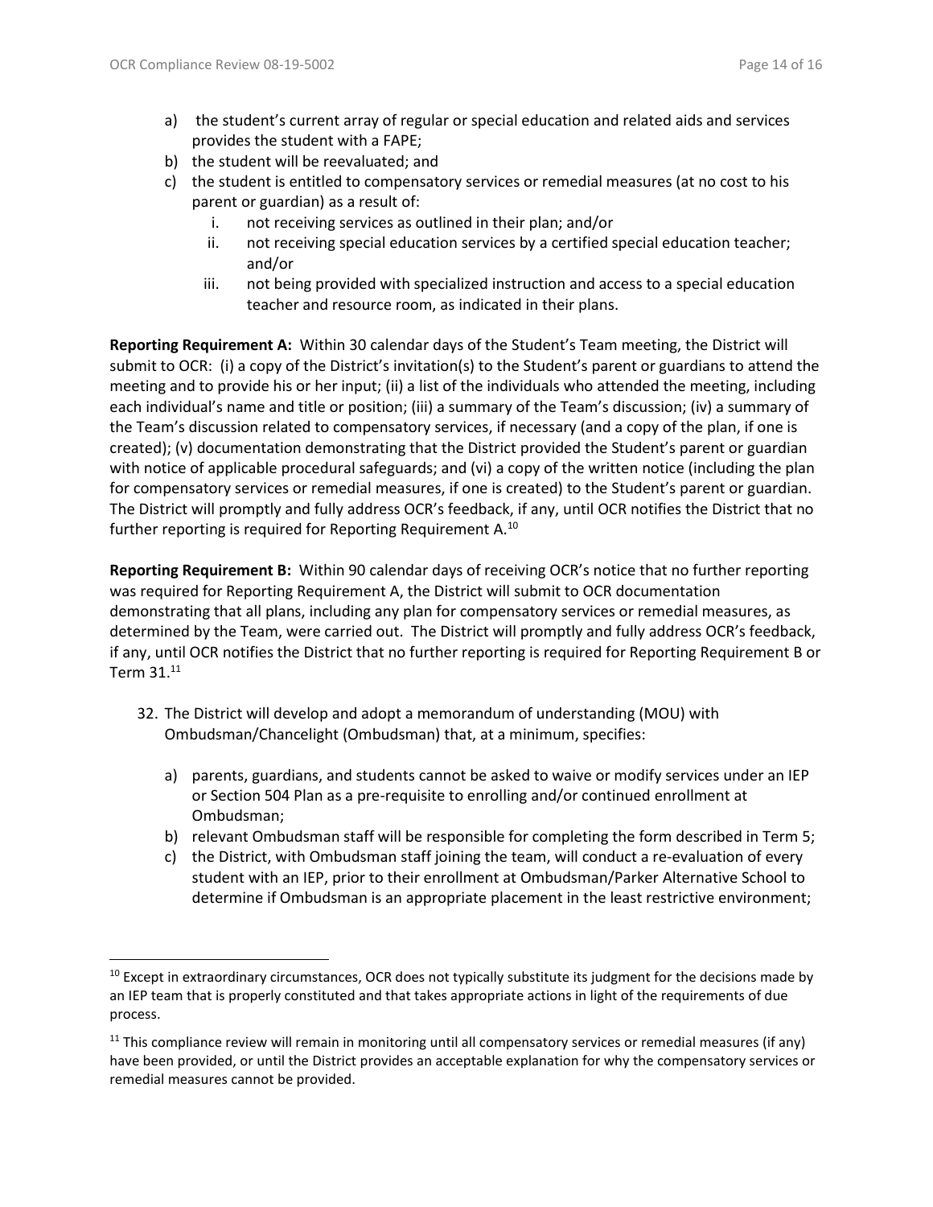a) the student's current array of regular or special education and related aids and services provides the student with a FAPE;
b) the student will be reevaluated; and
c) the student is entitled to compensatory services or remedial measures (at no cost to his parent or guardian) as a result of:
   i. not receiving services as outlined in their plan; and/or
   ii. not receiving special education services by a certified special education teacher; and/or
   iii. not being provided with specialized instruction and access to a special education teacher and resource room, as indicated in their plans.

**Reporting Requirement A:** Within 30 calendar days of the Student's Team meeting, the District will submit to OCR: (i) a copy of the District's invitation(s) to the Student's parent or guardians to attend the meeting and to provide his or her input; (ii) a list of the individuals who attended the meeting, including each individual's name and title or position; (iii) a summary of the Team's discussion; (iv) a summary of the Team's discussion related to compensatory services, if necessary (and a copy of the plan, if one is created); (v) documentation demonstrating that the District provided the Student's parent or guardian with notice of applicable procedural safeguards; and (vi) a copy of the written notice (including the plan for compensatory services or remedial measures, if one is created) to the Student's parent or guardian. The District will promptly and fully address OCR's feedback, if any, until OCR notifies the District that no further reporting is required for Reporting Requirement A.[10]

**Reporting Requirement B:** Within 90 calendar days of receiving OCR's notice that no further reporting was required for Reporting Requirement A, the District will submit to OCR documentation demonstrating that all plans, including any plan for compensatory services or remedial measures, as determined by the Team, were carried out. The District will promptly and fully address OCR's feedback, if any, until OCR notifies the District that no further reporting is required for Reporting Requirement B or Term 31.[11]

32. The District will develop and adopt a memorandum of understanding (MOU) with Ombudsman/Chancelight (Ombudsman) that, at a minimum, specifies:

    a) parents, guardians, and students cannot be asked to waive or modify services under an IEP or Section 504 Plan as a pre-requisite to enrolling and/or continued enrollment at Ombudsman;
    b) relevant Ombudsman staff will be responsible for completing the form described in Term 5;
    c) the District, with Ombudsman staff joining the team, will conduct a re-evaluation of every student with an IEP, prior to their enrollment at Ombudsman/Parker Alternative School to determine if Ombudsman is an appropriate placement in the least restrictive environment;

---

[10] Except in extraordinary circumstances, OCR does not typically substitute its judgment for the decisions made by an IEP team that is properly constituted and that takes appropriate actions in light of the requirements of due process.

[11] This compliance review will remain in monitoring until all compensatory services or remedial measures (if any) have been provided, or until the District provides an acceptable explanation for why the compensatory services or remedial measures cannot be provided.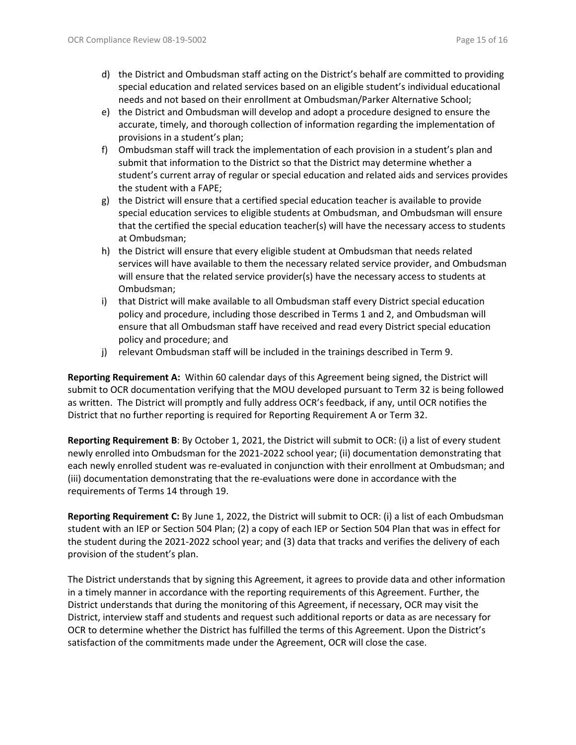d) the District and Ombudsman staff acting on the District's behalf are committed to providing special education and related services based on an eligible student's individual educational needs and not based on their enrollment at Ombudsman/Parker Alternative School;
e) the District and Ombudsman will develop and adopt a procedure designed to ensure the accurate, timely, and thorough collection of information regarding the implementation of provisions in a student's plan;
f) Ombudsman staff will track the implementation of each provision in a student's plan and submit that information to the District so that the District may determine whether a student's current array of regular or special education and related aids and services provides the student with a FAPE;
g) the District will ensure that a certified special education teacher is available to provide special education services to eligible students at Ombudsman, and Ombudsman will ensure that the certified the special education teacher(s) will have the necessary access to students at Ombudsman;
h) the District will ensure that every eligible student at Ombudsman that needs related services will have available to them the necessary related service provider, and Ombudsman will ensure that the related service provider(s) have the necessary access to students at Ombudsman;
i) that District will make available to all Ombudsman staff every District special education policy and procedure, including those described in Terms 1 and 2, and Ombudsman will ensure that all Ombudsman staff have received and read every District special education policy and procedure; and
j) relevant Ombudsman staff will be included in the trainings described in Term 9.

**Reporting Requirement A:** Within 60 calendar days of this Agreement being signed, the District will submit to OCR documentation verifying that the MOU developed pursuant to Term 32 is being followed as written. The District will promptly and fully address OCR's feedback, if any, until OCR notifies the District that no further reporting is required for Reporting Requirement A or Term 32.

**Reporting Requirement B**: By October 1, 2021, the District will submit to OCR: (i) a list of every student newly enrolled into Ombudsman for the 2021-2022 school year; (ii) documentation demonstrating that each newly enrolled student was re-evaluated in conjunction with their enrollment at Ombudsman; and (iii) documentation demonstrating that the re-evaluations were done in accordance with the requirements of Terms 14 through 19.

**Reporting Requirement C:** By June 1, 2022, the District will submit to OCR: (i) a list of each Ombudsman student with an IEP or Section 504 Plan; (2) a copy of each IEP or Section 504 Plan that was in effect for the student during the 2021-2022 school year; and (3) data that tracks and verifies the delivery of each provision of the student's plan.

The District understands that by signing this Agreement, it agrees to provide data and other information in a timely manner in accordance with the reporting requirements of this Agreement. Further, the District understands that during the monitoring of this Agreement, if necessary, OCR may visit the District, interview staff and students and request such additional reports or data as are necessary for OCR to determine whether the District has fulfilled the terms of this Agreement. Upon the District's satisfaction of the commitments made under the Agreement, OCR will close the case.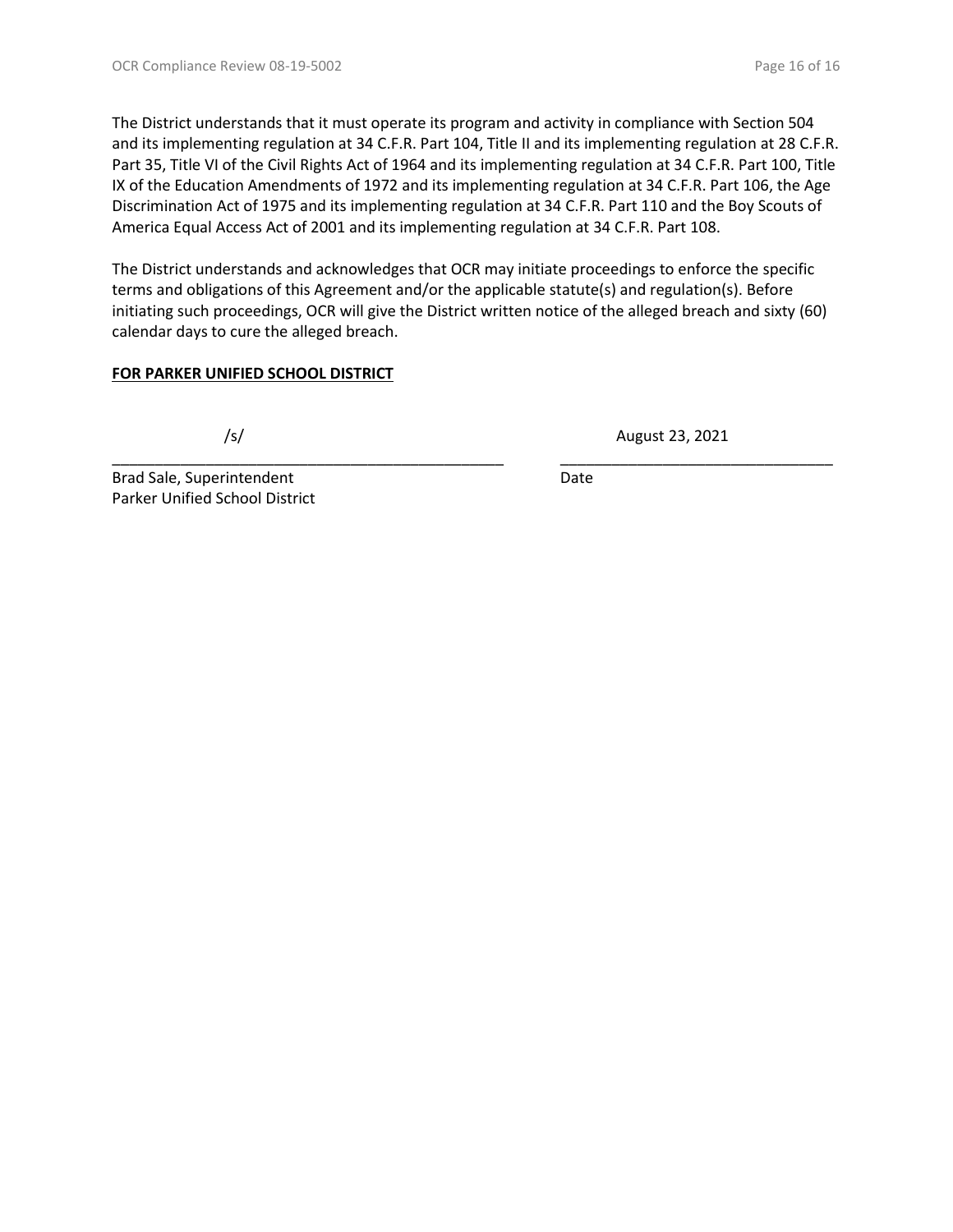The District understands that it must operate its program and activity in compliance with Section 504 and its implementing regulation at 34 C.F.R. Part 104, Title II and its implementing regulation at 28 C.F.R. Part 35, Title VI of the Civil Rights Act of 1964 and its implementing regulation at 34 C.F.R. Part 100, Title IX of the Education Amendments of 1972 and its implementing regulation at 34 C.F.R. Part 106, the Age Discrimination Act of 1975 and its implementing regulation at 34 C.F.R. Part 110 and the Boy Scouts of America Equal Access Act of 2001 and its implementing regulation at 34 C.F.R. Part 108.

The District understands and acknowledges that OCR may initiate proceedings to enforce the specific terms and obligations of this Agreement and/or the applicable statute(s) and regulation(s). Before initiating such proceedings, OCR will give the District written notice of the alleged breach and sixty (60) calendar days to cure the alleged breach.

**FOR PARKER UNIFIED SCHOOL DISTRICT**

/s/ ______________________________________________

Brad Sale, Superintendent
Parker Unified School District

August 23, 2021 ______________________________

Date